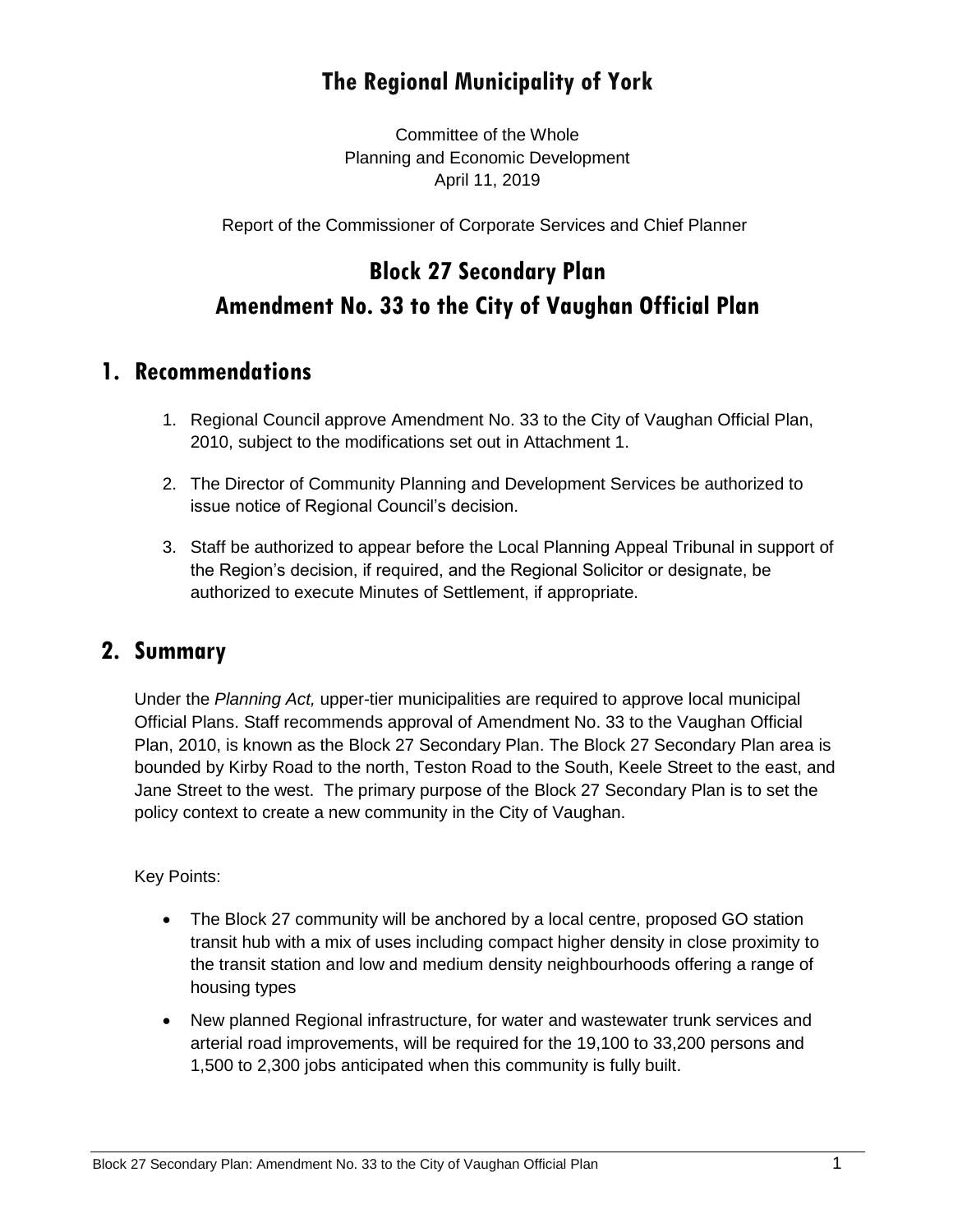# The Regional Municipality of York

Committee of the Whole
Planning and Economic Development
April 11, 2019

Report of the Commissioner of Corporate Services and Chief Planner

# Block 27 Secondary Plan
# Amendment No. 33 to the City of Vaughan Official Plan

## 1. Recommendations

1. Regional Council approve Amendment No. 33 to the City of Vaughan Official Plan, 2010, subject to the modifications set out in Attachment 1.
2. The Director of Community Planning and Development Services be authorized to issue notice of Regional Council's decision.
3. Staff be authorized to appear before the Local Planning Appeal Tribunal in support of the Region's decision, if required, and the Regional Solicitor or designate, be authorized to execute Minutes of Settlement, if appropriate.

## 2. Summary

Under the *Planning Act,* upper-tier municipalities are required to approve local municipal Official Plans. Staff recommends approval of Amendment No. 33 to the Vaughan Official Plan, 2010, is known as the Block 27 Secondary Plan. The Block 27 Secondary Plan area is bounded by Kirby Road to the north, Teston Road to the South, Keele Street to the east, and Jane Street to the west. The primary purpose of the Block 27 Secondary Plan is to set the policy context to create a new community in the City of Vaughan.

Key Points:

- The Block 27 community will be anchored by a local centre, proposed GO station transit hub with a mix of uses including compact higher density in close proximity to the transit station and low and medium density neighbourhoods offering a range of housing types
- New planned Regional infrastructure, for water and wastewater trunk services and arterial road improvements, will be required for the 19,100 to 33,200 persons and 1,500 to 2,300 jobs anticipated when this community is fully built.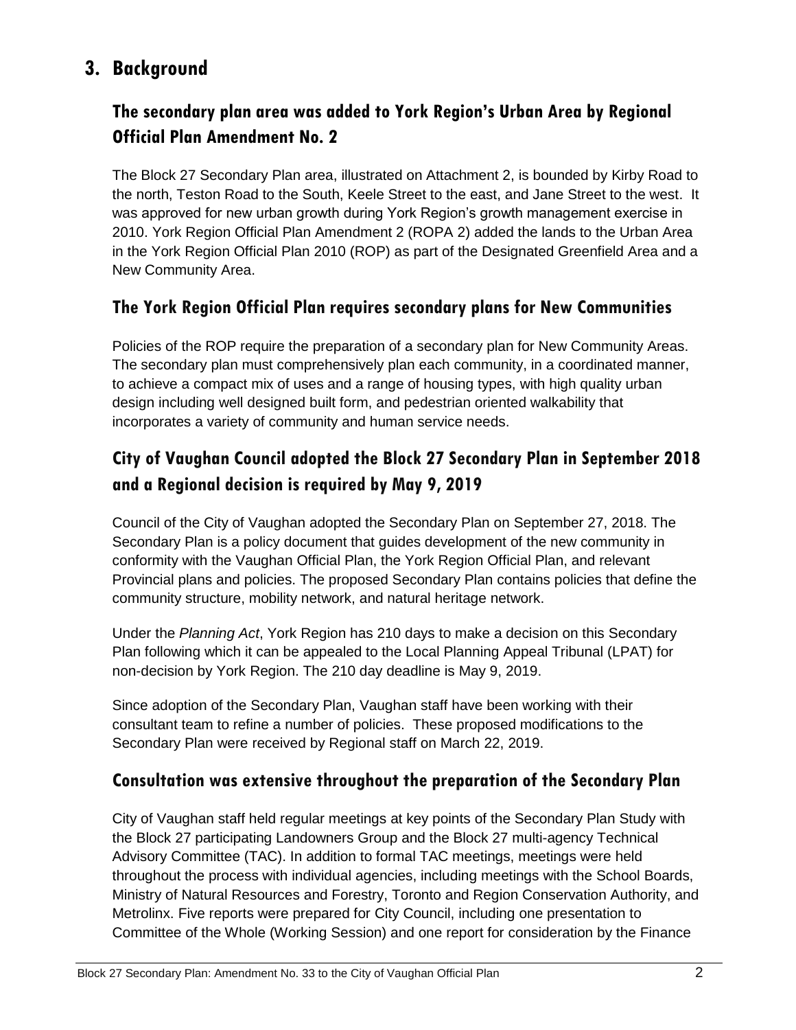## 3. Background

### The secondary plan area was added to York Region's Urban Area by Regional Official Plan Amendment No. 2

The Block 27 Secondary Plan area, illustrated on Attachment 2, is bounded by Kirby Road to the north, Teston Road to the South, Keele Street to the east, and Jane Street to the west. It was approved for new urban growth during York Region's growth management exercise in 2010. York Region Official Plan Amendment 2 (ROPA 2) added the lands to the Urban Area in the York Region Official Plan 2010 (ROP) as part of the Designated Greenfield Area and a New Community Area.

### The York Region Official Plan requires secondary plans for New Communities

Policies of the ROP require the preparation of a secondary plan for New Community Areas. The secondary plan must comprehensively plan each community, in a coordinated manner, to achieve a compact mix of uses and a range of housing types, with high quality urban design including well designed built form, and pedestrian oriented walkability that incorporates a variety of community and human service needs.

### City of Vaughan Council adopted the Block 27 Secondary Plan in September 2018 and a Regional decision is required by May 9, 2019

Council of the City of Vaughan adopted the Secondary Plan on September 27, 2018. The Secondary Plan is a policy document that guides development of the new community in conformity with the Vaughan Official Plan, the York Region Official Plan, and relevant Provincial plans and policies. The proposed Secondary Plan contains policies that define the community structure, mobility network, and natural heritage network.

Under the *Planning Act*, York Region has 210 days to make a decision on this Secondary Plan following which it can be appealed to the Local Planning Appeal Tribunal (LPAT) for non-decision by York Region. The 210 day deadline is May 9, 2019.

Since adoption of the Secondary Plan, Vaughan staff have been working with their consultant team to refine a number of policies. These proposed modifications to the Secondary Plan were received by Regional staff on March 22, 2019.

### Consultation was extensive throughout the preparation of the Secondary Plan

City of Vaughan staff held regular meetings at key points of the Secondary Plan Study with the Block 27 participating Landowners Group and the Block 27 multi-agency Technical Advisory Committee (TAC). In addition to formal TAC meetings, meetings were held throughout the process with individual agencies, including meetings with the School Boards, Ministry of Natural Resources and Forestry, Toronto and Region Conservation Authority, and Metrolinx. Five reports were prepared for City Council, including one presentation to Committee of the Whole (Working Session) and one report for consideration by the Finance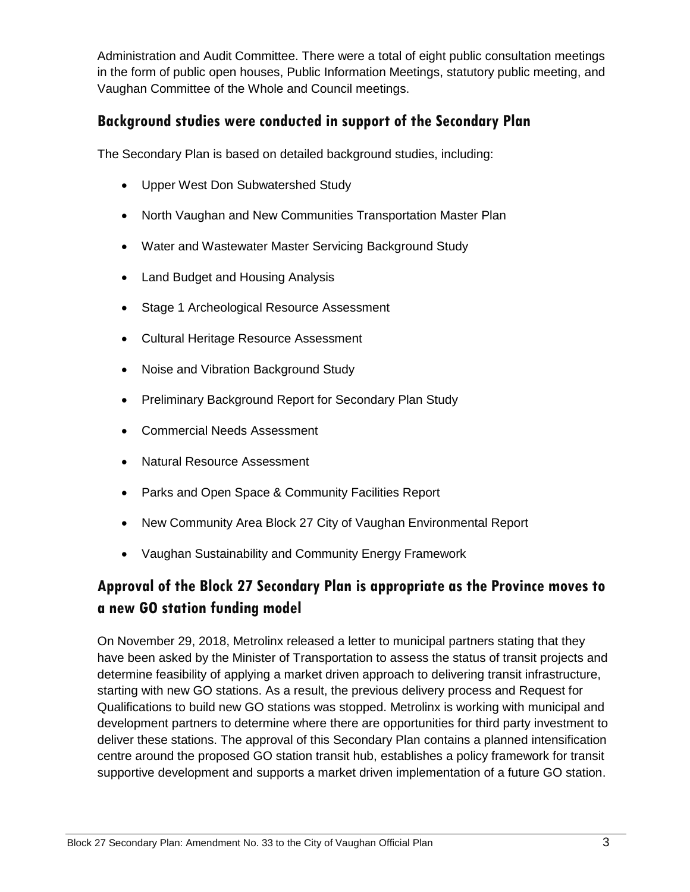Administration and Audit Committee. There were a total of eight public consultation meetings in the form of public open houses, Public Information Meetings, statutory public meeting, and Vaughan Committee of the Whole and Council meetings.

## Background studies were conducted in support of the Secondary Plan

The Secondary Plan is based on detailed background studies, including:

- Upper West Don Subwatershed Study
- North Vaughan and New Communities Transportation Master Plan
- Water and Wastewater Master Servicing Background Study
- Land Budget and Housing Analysis
- Stage 1 Archeological Resource Assessment
- Cultural Heritage Resource Assessment
- Noise and Vibration Background Study
- Preliminary Background Report for Secondary Plan Study
- Commercial Needs Assessment
- Natural Resource Assessment
- Parks and Open Space & Community Facilities Report
- New Community Area Block 27 City of Vaughan Environmental Report
- Vaughan Sustainability and Community Energy Framework

## Approval of the Block 27 Secondary Plan is appropriate as the Province moves to a new GO station funding model

On November 29, 2018, Metrolinx released a letter to municipal partners stating that they have been asked by the Minister of Transportation to assess the status of transit projects and determine feasibility of applying a market driven approach to delivering transit infrastructure, starting with new GO stations. As a result, the previous delivery process and Request for Qualifications to build new GO stations was stopped. Metrolinx is working with municipal and development partners to determine where there are opportunities for third party investment to deliver these stations. The approval of this Secondary Plan contains a planned intensification centre around the proposed GO station transit hub, establishes a policy framework for transit supportive development and supports a market driven implementation of a future GO station.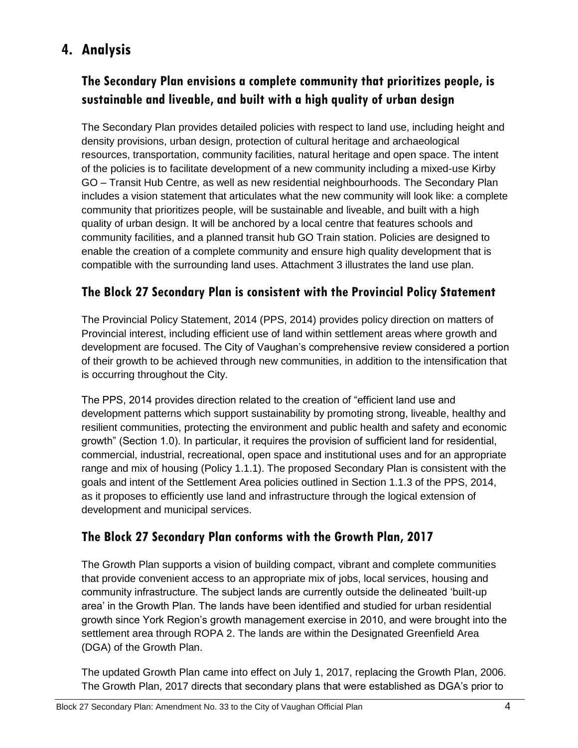# 4. Analysis

## The Secondary Plan envisions a complete community that prioritizes people, is sustainable and liveable, and built with a high quality of urban design

The Secondary Plan provides detailed policies with respect to land use, including height and density provisions, urban design, protection of cultural heritage and archaeological resources, transportation, community facilities, natural heritage and open space. The intent of the policies is to facilitate development of a new community including a mixed-use Kirby GO – Transit Hub Centre, as well as new residential neighbourhoods. The Secondary Plan includes a vision statement that articulates what the new community will look like: a complete community that prioritizes people, will be sustainable and liveable, and built with a high quality of urban design. It will be anchored by a local centre that features schools and community facilities, and a planned transit hub GO Train station. Policies are designed to enable the creation of a complete community and ensure high quality development that is compatible with the surrounding land uses. Attachment 3 illustrates the land use plan.

## The Block 27 Secondary Plan is consistent with the Provincial Policy Statement

The Provincial Policy Statement, 2014 (PPS, 2014) provides policy direction on matters of Provincial interest, including efficient use of land within settlement areas where growth and development are focused. The City of Vaughan's comprehensive review considered a portion of their growth to be achieved through new communities, in addition to the intensification that is occurring throughout the City.

The PPS, 2014 provides direction related to the creation of "efficient land use and development patterns which support sustainability by promoting strong, liveable, healthy and resilient communities, protecting the environment and public health and safety and economic growth" (Section 1.0). In particular, it requires the provision of sufficient land for residential, commercial, industrial, recreational, open space and institutional uses and for an appropriate range and mix of housing (Policy 1.1.1). The proposed Secondary Plan is consistent with the goals and intent of the Settlement Area policies outlined in Section 1.1.3 of the PPS, 2014, as it proposes to efficiently use land and infrastructure through the logical extension of development and municipal services.

## The Block 27 Secondary Plan conforms with the Growth Plan, 2017

The Growth Plan supports a vision of building compact, vibrant and complete communities that provide convenient access to an appropriate mix of jobs, local services, housing and community infrastructure. The subject lands are currently outside the delineated 'built-up area' in the Growth Plan. The lands have been identified and studied for urban residential growth since York Region's growth management exercise in 2010, and were brought into the settlement area through ROPA 2. The lands are within the Designated Greenfield Area (DGA) of the Growth Plan.

The updated Growth Plan came into effect on July 1, 2017, replacing the Growth Plan, 2006. The Growth Plan, 2017 directs that secondary plans that were established as DGA's prior to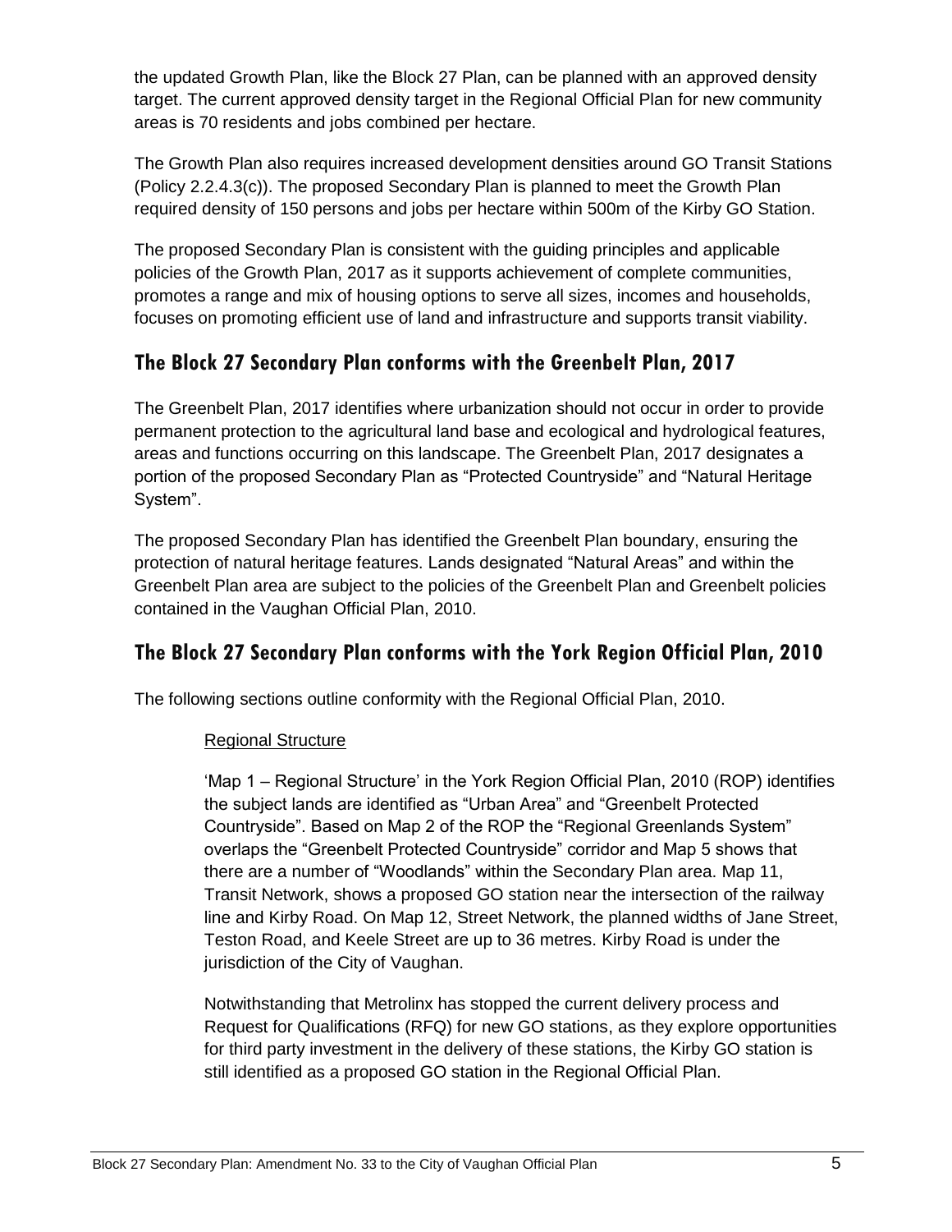the updated Growth Plan, like the Block 27 Plan, can be planned with an approved density target. The current approved density target in the Regional Official Plan for new community areas is 70 residents and jobs combined per hectare.

The Growth Plan also requires increased development densities around GO Transit Stations (Policy 2.2.4.3(c)). The proposed Secondary Plan is planned to meet the Growth Plan required density of 150 persons and jobs per hectare within 500m of the Kirby GO Station.

The proposed Secondary Plan is consistent with the guiding principles and applicable policies of the Growth Plan, 2017 as it supports achievement of complete communities, promotes a range and mix of housing options to serve all sizes, incomes and households, focuses on promoting efficient use of land and infrastructure and supports transit viability.

## The Block 27 Secondary Plan conforms with the Greenbelt Plan, 2017

The Greenbelt Plan, 2017 identifies where urbanization should not occur in order to provide permanent protection to the agricultural land base and ecological and hydrological features, areas and functions occurring on this landscape. The Greenbelt Plan, 2017 designates a portion of the proposed Secondary Plan as “Protected Countryside” and “Natural Heritage System”.

The proposed Secondary Plan has identified the Greenbelt Plan boundary, ensuring the protection of natural heritage features. Lands designated “Natural Areas” and within the Greenbelt Plan area are subject to the policies of the Greenbelt Plan and Greenbelt policies contained in the Vaughan Official Plan, 2010.

## The Block 27 Secondary Plan conforms with the York Region Official Plan, 2010

The following sections outline conformity with the Regional Official Plan, 2010.

Regional Structure

‘Map 1 – Regional Structure’ in the York Region Official Plan, 2010 (ROP) identifies the subject lands are identified as “Urban Area” and “Greenbelt Protected Countryside”. Based on Map 2 of the ROP the “Regional Greenlands System” overlaps the “Greenbelt Protected Countryside” corridor and Map 5 shows that there are a number of “Woodlands” within the Secondary Plan area. Map 11, Transit Network, shows a proposed GO station near the intersection of the railway line and Kirby Road. On Map 12, Street Network, the planned widths of Jane Street, Teston Road, and Keele Street are up to 36 metres. Kirby Road is under the jurisdiction of the City of Vaughan.

Notwithstanding that Metrolinx has stopped the current delivery process and Request for Qualifications (RFQ) for new GO stations, as they explore opportunities for third party investment in the delivery of these stations, the Kirby GO station is still identified as a proposed GO station in the Regional Official Plan.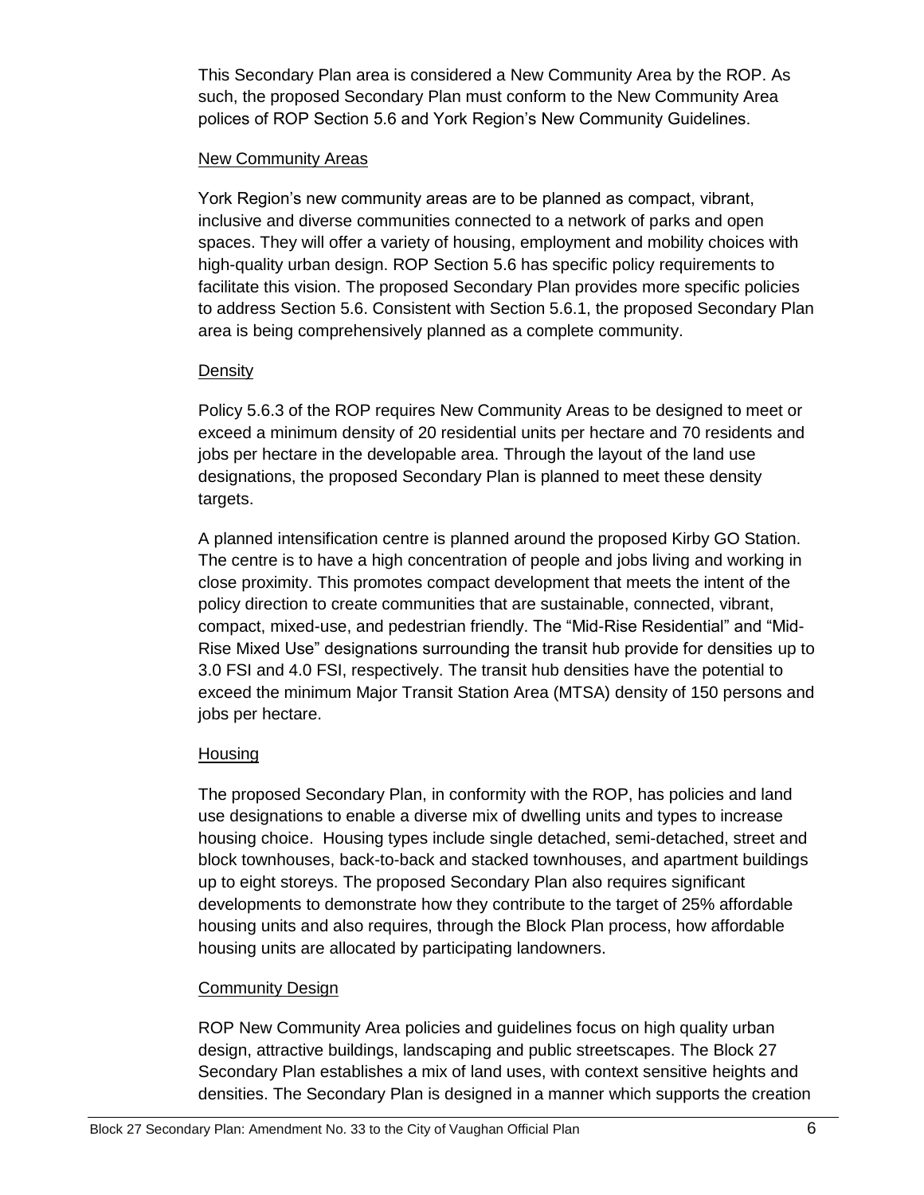This Secondary Plan area is considered a New Community Area by the ROP. As such, the proposed Secondary Plan must conform to the New Community Area polices of ROP Section 5.6 and York Region's New Community Guidelines.

### New Community Areas

York Region's new community areas are to be planned as compact, vibrant, inclusive and diverse communities connected to a network of parks and open spaces. They will offer a variety of housing, employment and mobility choices with high-quality urban design. ROP Section 5.6 has specific policy requirements to facilitate this vision. The proposed Secondary Plan provides more specific policies to address Section 5.6. Consistent with Section 5.6.1, the proposed Secondary Plan area is being comprehensively planned as a complete community.

### Density

Policy 5.6.3 of the ROP requires New Community Areas to be designed to meet or exceed a minimum density of 20 residential units per hectare and 70 residents and jobs per hectare in the developable area. Through the layout of the land use designations, the proposed Secondary Plan is planned to meet these density targets.

A planned intensification centre is planned around the proposed Kirby GO Station. The centre is to have a high concentration of people and jobs living and working in close proximity. This promotes compact development that meets the intent of the policy direction to create communities that are sustainable, connected, vibrant, compact, mixed-use, and pedestrian friendly. The "Mid-Rise Residential" and "Mid-Rise Mixed Use" designations surrounding the transit hub provide for densities up to 3.0 FSI and 4.0 FSI, respectively. The transit hub densities have the potential to exceed the minimum Major Transit Station Area (MTSA) density of 150 persons and jobs per hectare.

### Housing

The proposed Secondary Plan, in conformity with the ROP, has policies and land use designations to enable a diverse mix of dwelling units and types to increase housing choice. Housing types include single detached, semi-detached, street and block townhouses, back-to-back and stacked townhouses, and apartment buildings up to eight storeys. The proposed Secondary Plan also requires significant developments to demonstrate how they contribute to the target of 25% affordable housing units and also requires, through the Block Plan process, how affordable housing units are allocated by participating landowners.

### Community Design

ROP New Community Area policies and guidelines focus on high quality urban design, attractive buildings, landscaping and public streetscapes. The Block 27 Secondary Plan establishes a mix of land uses, with context sensitive heights and densities. The Secondary Plan is designed in a manner which supports the creation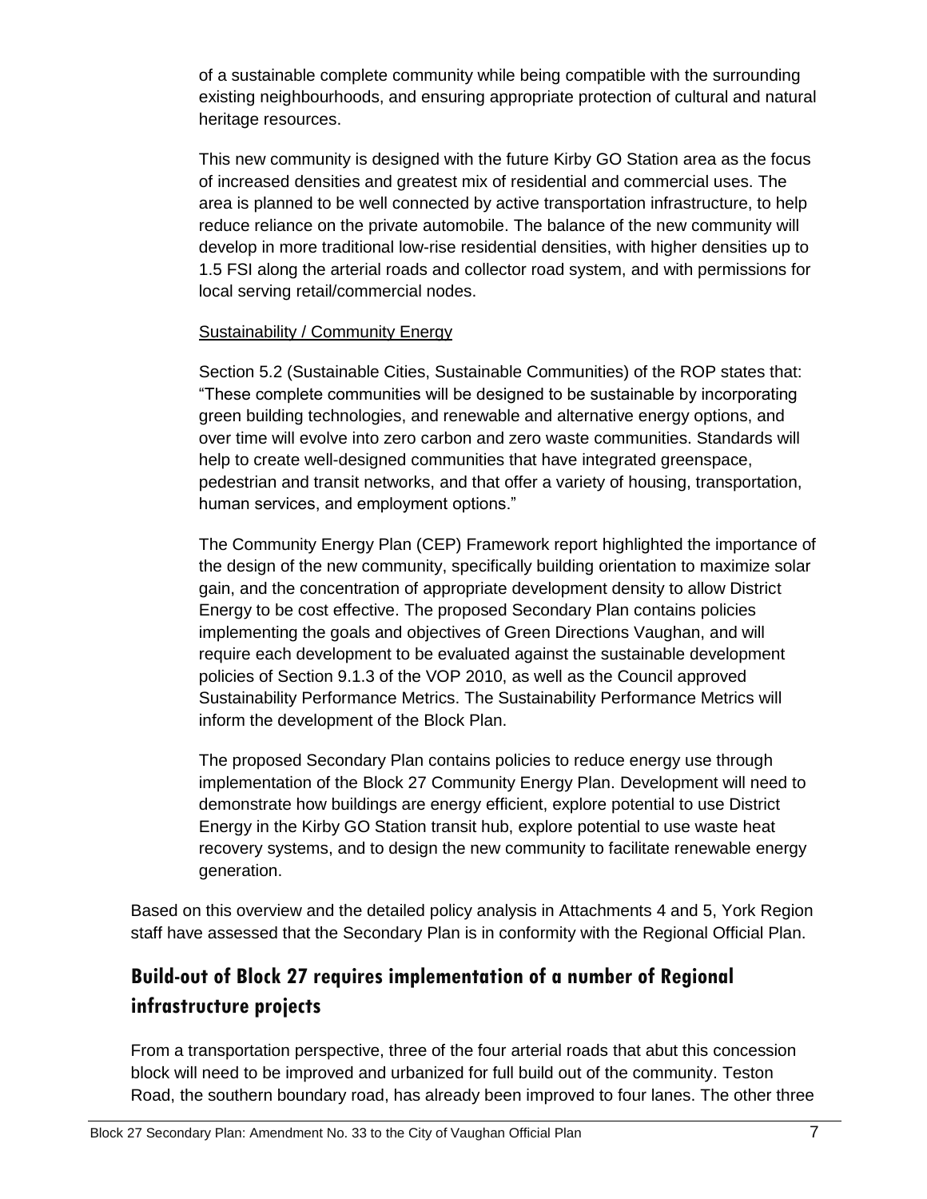of a sustainable complete community while being compatible with the surrounding existing neighbourhoods, and ensuring appropriate protection of cultural and natural heritage resources.

This new community is designed with the future Kirby GO Station area as the focus of increased densities and greatest mix of residential and commercial uses. The area is planned to be well connected by active transportation infrastructure, to help reduce reliance on the private automobile. The balance of the new community will develop in more traditional low-rise residential densities, with higher densities up to 1.5 FSI along the arterial roads and collector road system, and with permissions for local serving retail/commercial nodes.

Sustainability / Community Energy

Section 5.2 (Sustainable Cities, Sustainable Communities) of the ROP states that: "These complete communities will be designed to be sustainable by incorporating green building technologies, and renewable and alternative energy options, and over time will evolve into zero carbon and zero waste communities. Standards will help to create well-designed communities that have integrated greenspace, pedestrian and transit networks, and that offer a variety of housing, transportation, human services, and employment options."

The Community Energy Plan (CEP) Framework report highlighted the importance of the design of the new community, specifically building orientation to maximize solar gain, and the concentration of appropriate development density to allow District Energy to be cost effective. The proposed Secondary Plan contains policies implementing the goals and objectives of Green Directions Vaughan, and will require each development to be evaluated against the sustainable development policies of Section 9.1.3 of the VOP 2010, as well as the Council approved Sustainability Performance Metrics. The Sustainability Performance Metrics will inform the development of the Block Plan.

The proposed Secondary Plan contains policies to reduce energy use through implementation of the Block 27 Community Energy Plan. Development will need to demonstrate how buildings are energy efficient, explore potential to use District Energy in the Kirby GO Station transit hub, explore potential to use waste heat recovery systems, and to design the new community to facilitate renewable energy generation.

Based on this overview and the detailed policy analysis in Attachments 4 and 5, York Region staff have assessed that the Secondary Plan is in conformity with the Regional Official Plan.

## Build-out of Block 27 requires implementation of a number of Regional infrastructure projects

From a transportation perspective, three of the four arterial roads that abut this concession block will need to be improved and urbanized for full build out of the community. Teston Road, the southern boundary road, has already been improved to four lanes. The other three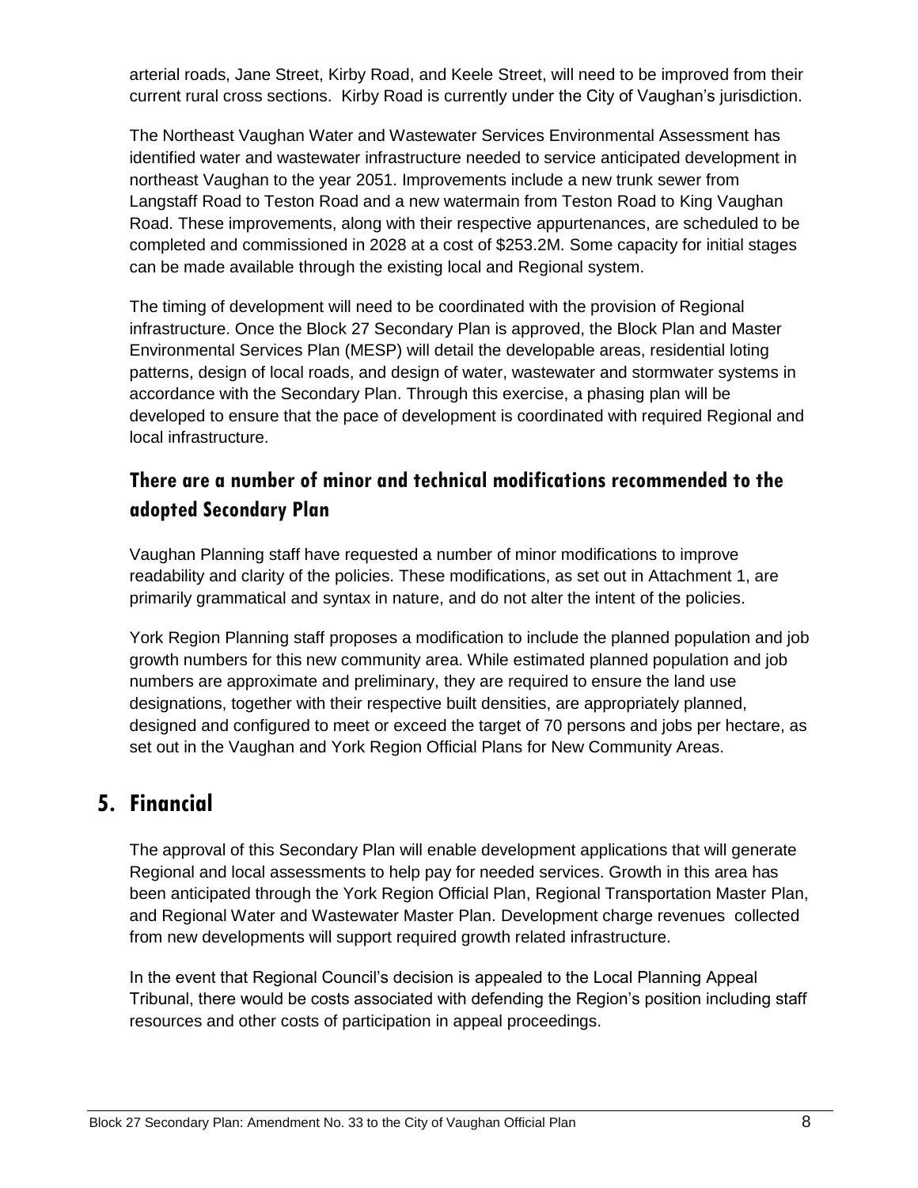arterial roads, Jane Street, Kirby Road, and Keele Street, will need to be improved from their current rural cross sections. Kirby Road is currently under the City of Vaughan's jurisdiction.

The Northeast Vaughan Water and Wastewater Services Environmental Assessment has identified water and wastewater infrastructure needed to service anticipated development in northeast Vaughan to the year 2051. Improvements include a new trunk sewer from Langstaff Road to Teston Road and a new watermain from Teston Road to King Vaughan Road. These improvements, along with their respective appurtenances, are scheduled to be completed and commissioned in 2028 at a cost of $253.2M. Some capacity for initial stages can be made available through the existing local and Regional system.

The timing of development will need to be coordinated with the provision of Regional infrastructure. Once the Block 27 Secondary Plan is approved, the Block Plan and Master Environmental Services Plan (MESP) will detail the developable areas, residential loting patterns, design of local roads, and design of water, wastewater and stormwater systems in accordance with the Secondary Plan. Through this exercise, a phasing plan will be developed to ensure that the pace of development is coordinated with required Regional and local infrastructure.

### There are a number of minor and technical modifications recommended to the adopted Secondary Plan

Vaughan Planning staff have requested a number of minor modifications to improve readability and clarity of the policies. These modifications, as set out in Attachment 1, are primarily grammatical and syntax in nature, and do not alter the intent of the policies.

York Region Planning staff proposes a modification to include the planned population and job growth numbers for this new community area. While estimated planned population and job numbers are approximate and preliminary, they are required to ensure the land use designations, together with their respective built densities, are appropriately planned, designed and configured to meet or exceed the target of 70 persons and jobs per hectare, as set out in the Vaughan and York Region Official Plans for New Community Areas.

## 5. Financial

The approval of this Secondary Plan will enable development applications that will generate Regional and local assessments to help pay for needed services. Growth in this area has been anticipated through the York Region Official Plan, Regional Transportation Master Plan, and Regional Water and Wastewater Master Plan. Development charge revenues collected from new developments will support required growth related infrastructure.

In the event that Regional Council's decision is appealed to the Local Planning Appeal Tribunal, there would be costs associated with defending the Region's position including staff resources and other costs of participation in appeal proceedings.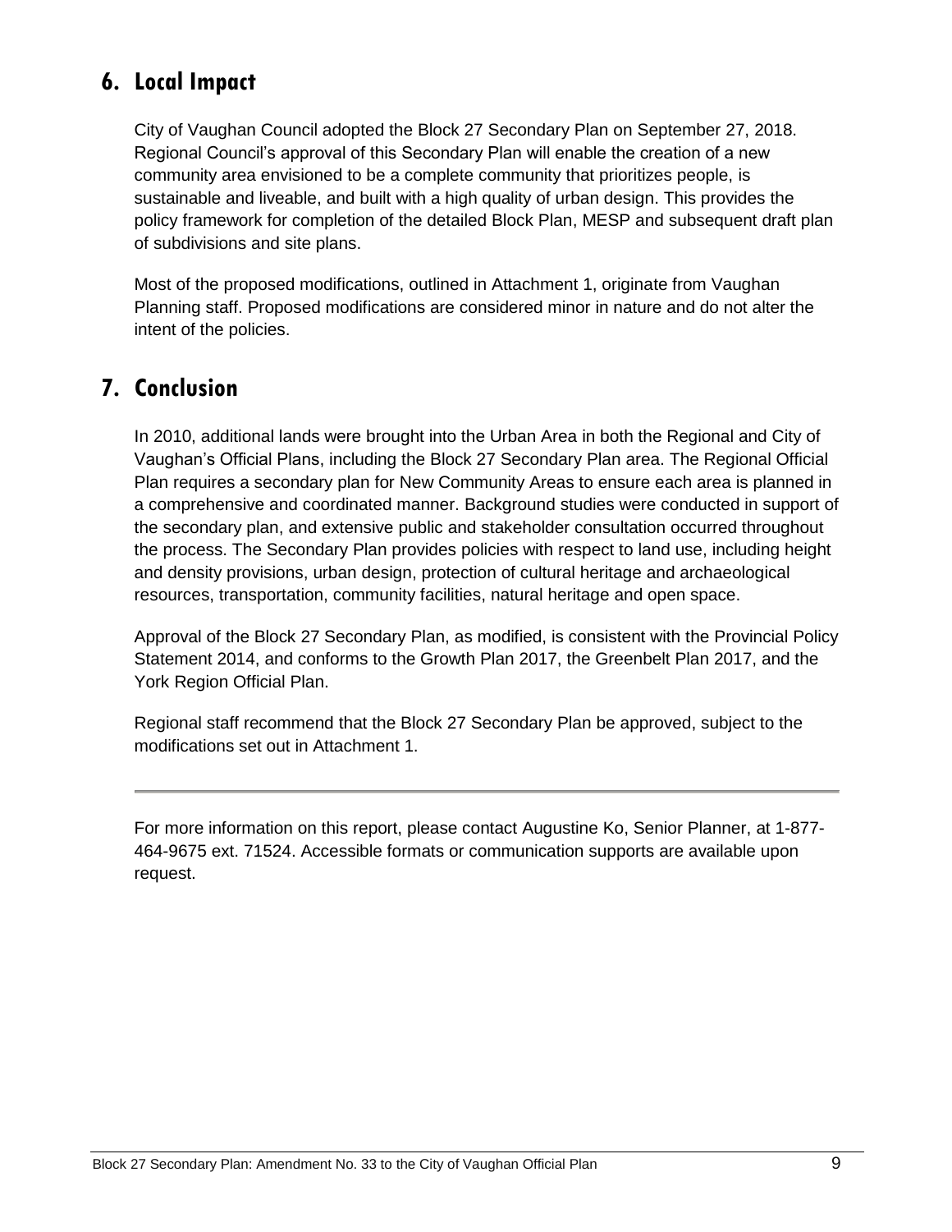## 6. Local Impact

City of Vaughan Council adopted the Block 27 Secondary Plan on September 27, 2018. Regional Council's approval of this Secondary Plan will enable the creation of a new community area envisioned to be a complete community that prioritizes people, is sustainable and liveable, and built with a high quality of urban design. This provides the policy framework for completion of the detailed Block Plan, MESP and subsequent draft plan of subdivisions and site plans.

Most of the proposed modifications, outlined in Attachment 1, originate from Vaughan Planning staff. Proposed modifications are considered minor in nature and do not alter the intent of the policies.

## 7. Conclusion

In 2010, additional lands were brought into the Urban Area in both the Regional and City of Vaughan's Official Plans, including the Block 27 Secondary Plan area. The Regional Official Plan requires a secondary plan for New Community Areas to ensure each area is planned in a comprehensive and coordinated manner. Background studies were conducted in support of the secondary plan, and extensive public and stakeholder consultation occurred throughout the process. The Secondary Plan provides policies with respect to land use, including height and density provisions, urban design, protection of cultural heritage and archaeological resources, transportation, community facilities, natural heritage and open space.

Approval of the Block 27 Secondary Plan, as modified, is consistent with the Provincial Policy Statement 2014, and conforms to the Growth Plan 2017, the Greenbelt Plan 2017, and the York Region Official Plan.

Regional staff recommend that the Block 27 Secondary Plan be approved, subject to the modifications set out in Attachment 1.

---

For more information on this report, please contact Augustine Ko, Senior Planner, at 1-877-464-9675 ext. 71524. Accessible formats or communication supports are available upon request.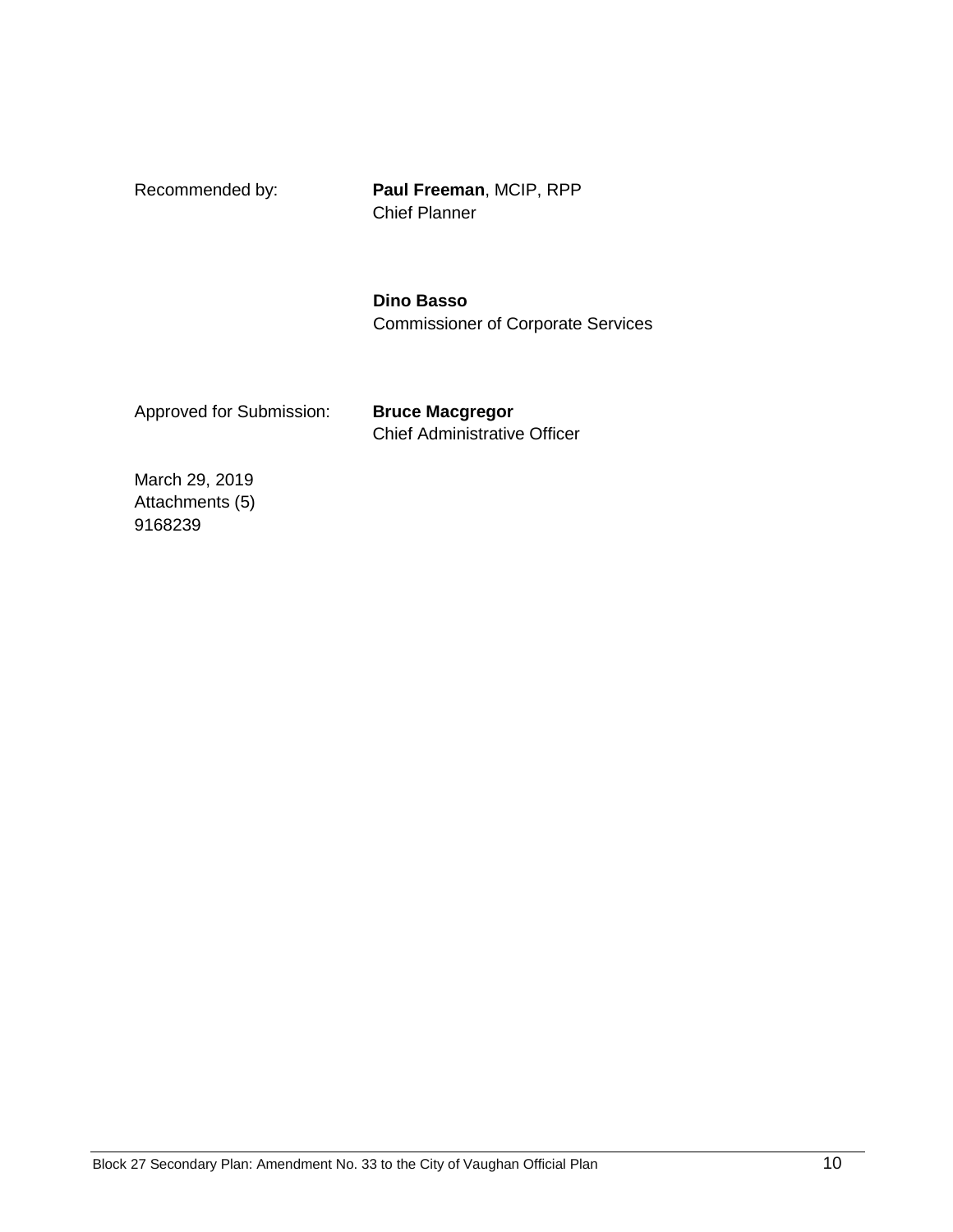Recommended by: **Paul Freeman**, MCIP, RPP
Chief Planner

**Dino Basso**
Commissioner of Corporate Services

Approved for Submission: **Bruce Macgregor**
Chief Administrative Officer

March 29, 2019
Attachments (5)
9168239